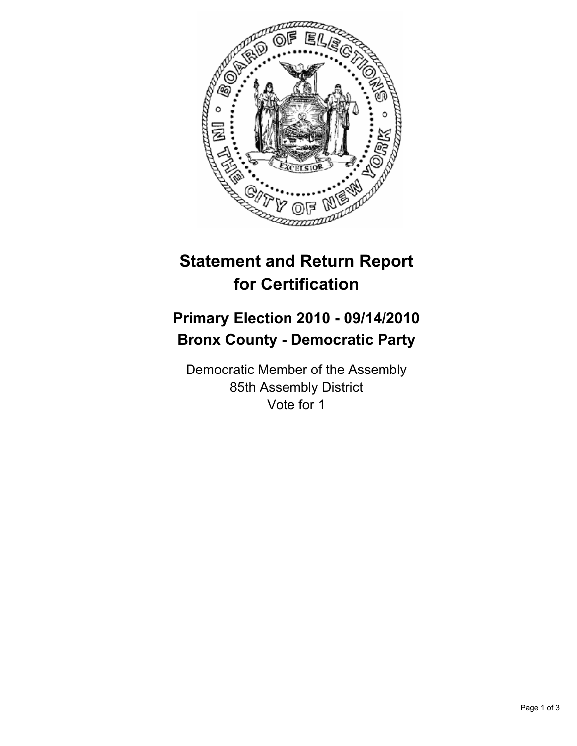# Statement and Return Report for Certification

## Primary Election 2010 - 09/14/2010
## Bronx County - Democratic Party

Democratic Member of the Assembly
85th Assembly District
Vote for 1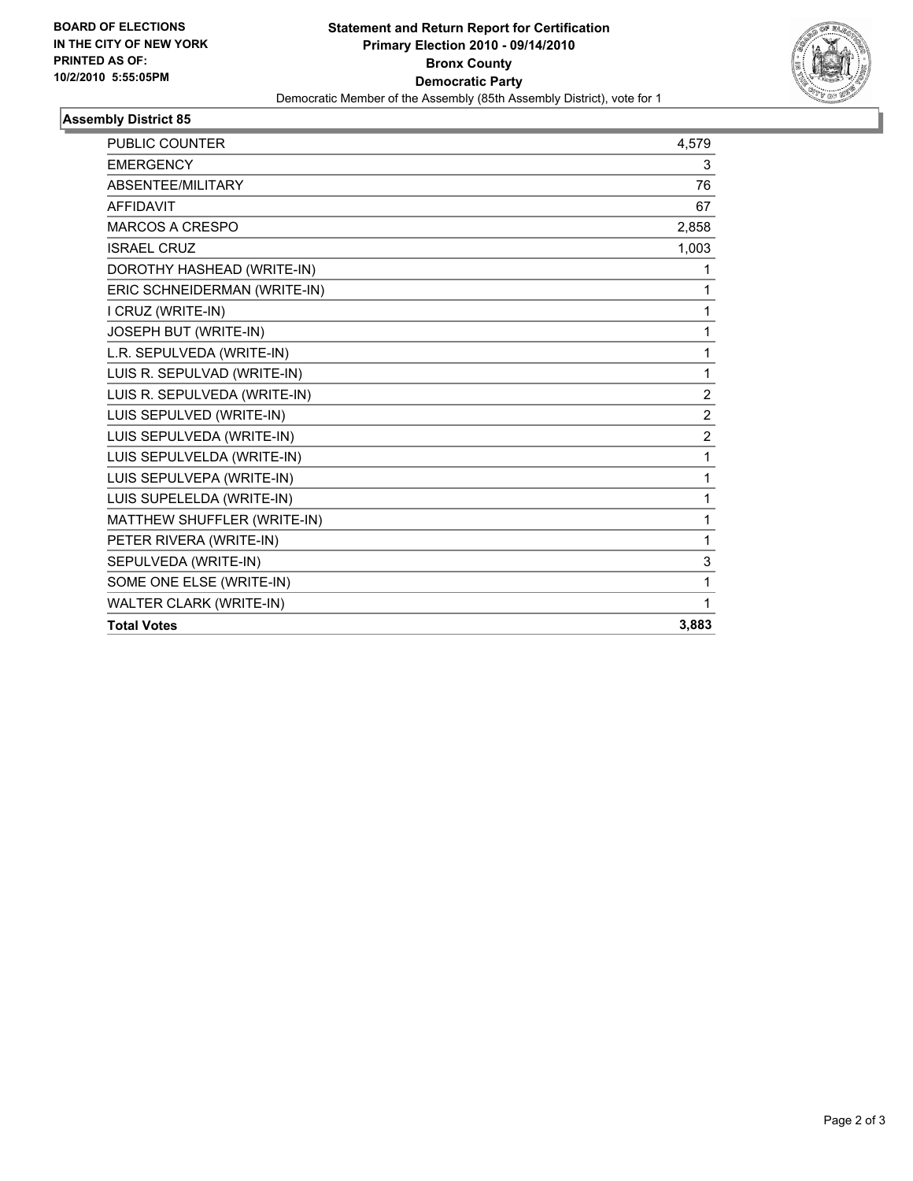**BOARD OF ELECTIONS IN THE CITY OF NEW YORK PRINTED AS OF: 10/2/2010 5:55:05PM**

# Statement and Return Report for Certification
## Primary Election 2010 - 09/14/2010
## Bronx County
## Democratic Party

Democratic Member of the Assembly (85th Assembly District), vote for 1

### Assembly District 85

| | |
|---|---|
| PUBLIC COUNTER | 4,579 |
| EMERGENCY | 3 |
| ABSENTEE/MILITARY | 76 |
| AFFIDAVIT | 67 |
| MARCOS A CRESPO | 2,858 |
| ISRAEL CRUZ | 1,003 |
| DOROTHY HASHEAD (WRITE-IN) | 1 |
| ERIC SCHNEIDERMAN (WRITE-IN) | 1 |
| I CRUZ (WRITE-IN) | 1 |
| JOSEPH BUT (WRITE-IN) | 1 |
| L.R. SEPULVEDA (WRITE-IN) | 1 |
| LUIS R. SEPULVAD (WRITE-IN) | 1 |
| LUIS R. SEPULVEDA (WRITE-IN) | 2 |
| LUIS SEPULVED (WRITE-IN) | 2 |
| LUIS SEPULVEDA (WRITE-IN) | 2 |
| LUIS SEPULVELDA (WRITE-IN) | 1 |
| LUIS SEPULVEPA (WRITE-IN) | 1 |
| LUIS SUPELELDA (WRITE-IN) | 1 |
| MATTHEW SHUFFLER (WRITE-IN) | 1 |
| PETER RIVERA (WRITE-IN) | 1 |
| SEPULVEDA (WRITE-IN) | 3 |
| SOME ONE ELSE (WRITE-IN) | 1 |
| WALTER CLARK (WRITE-IN) | 1 |
| **Total Votes** | **3,883** |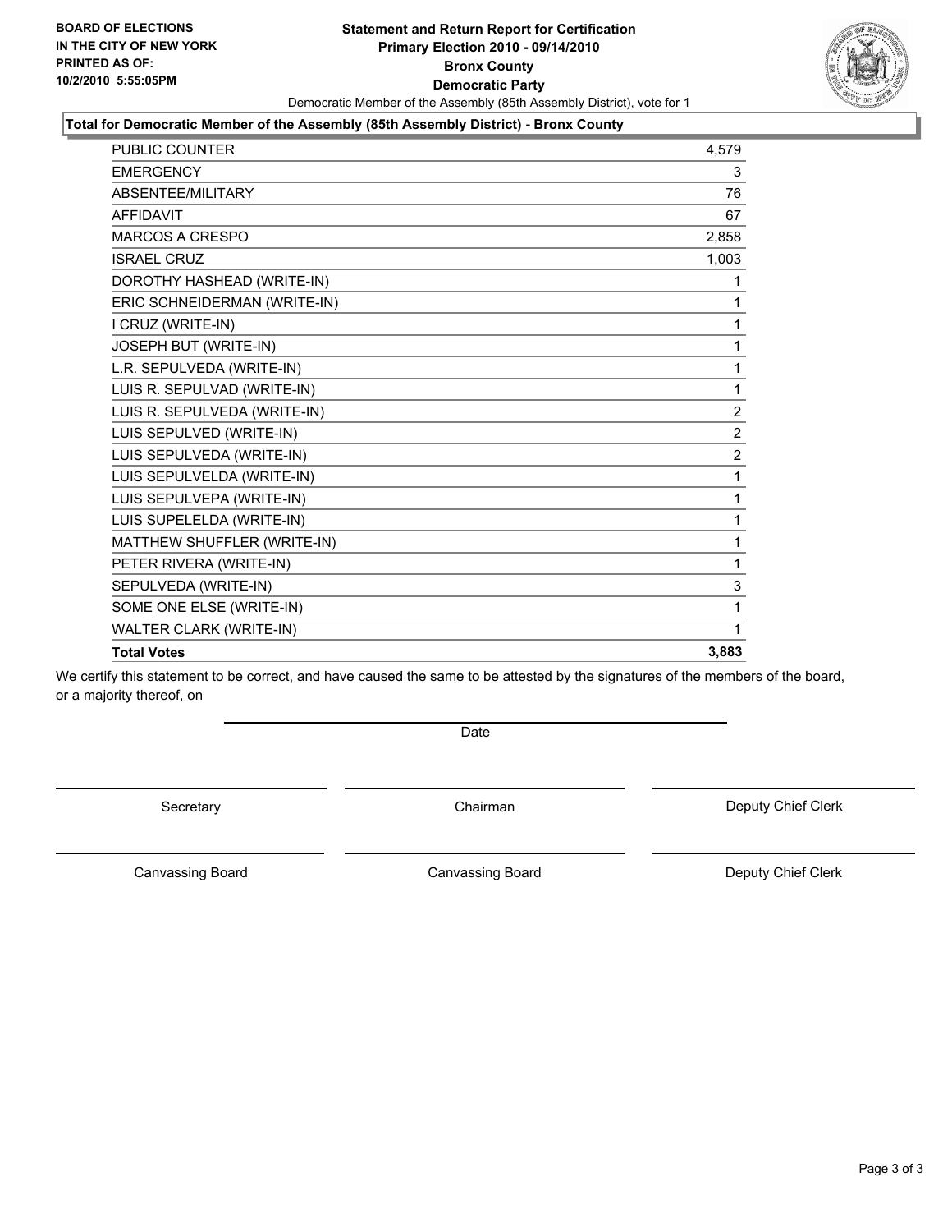**BOARD OF ELECTIONS IN THE CITY OF NEW YORK PRINTED AS OF: 10/2/2010 5:55:05PM**

# Statement and Return Report for Certification
## Primary Election 2010 - 09/14/2010
## Bronx County
## Democratic Party

Democratic Member of the Assembly (85th Assembly District), vote for 1

**Total for Democratic Member of the Assembly (85th Assembly District) - Bronx County**

| | |
|---|---|
| PUBLIC COUNTER | 4,579 |
| EMERGENCY | 3 |
| ABSENTEE/MILITARY | 76 |
| AFFIDAVIT | 67 |
| MARCOS A CRESPO | 2,858 |
| ISRAEL CRUZ | 1,003 |
| DOROTHY HASHEAD (WRITE-IN) | 1 |
| ERIC SCHNEIDERMAN (WRITE-IN) | 1 |
| I CRUZ (WRITE-IN) | 1 |
| JOSEPH BUT (WRITE-IN) | 1 |
| L.R. SEPULVEDA (WRITE-IN) | 1 |
| LUIS R. SEPULVAD (WRITE-IN) | 1 |
| LUIS R. SEPULVEDA (WRITE-IN) | 2 |
| LUIS SEPULVED (WRITE-IN) | 2 |
| LUIS SEPULVEDA (WRITE-IN) | 2 |
| LUIS SEPULVELDA (WRITE-IN) | 1 |
| LUIS SEPULVEPA (WRITE-IN) | 1 |
| LUIS SUPELELDA (WRITE-IN) | 1 |
| MATTHEW SHUFFLER (WRITE-IN) | 1 |
| PETER RIVERA (WRITE-IN) | 1 |
| SEPULVEDA (WRITE-IN) | 3 |
| SOME ONE ELSE (WRITE-IN) | 1 |
| WALTER CLARK (WRITE-IN) | 1 |
| **Total Votes** | **3,883** |

We certify this statement to be correct, and have caused the same to be attested by the signatures of the members of the board, or a majority thereof, on

Date

Secretary

Chairman

Deputy Chief Clerk

Canvassing Board

Canvassing Board

Deputy Chief Clerk